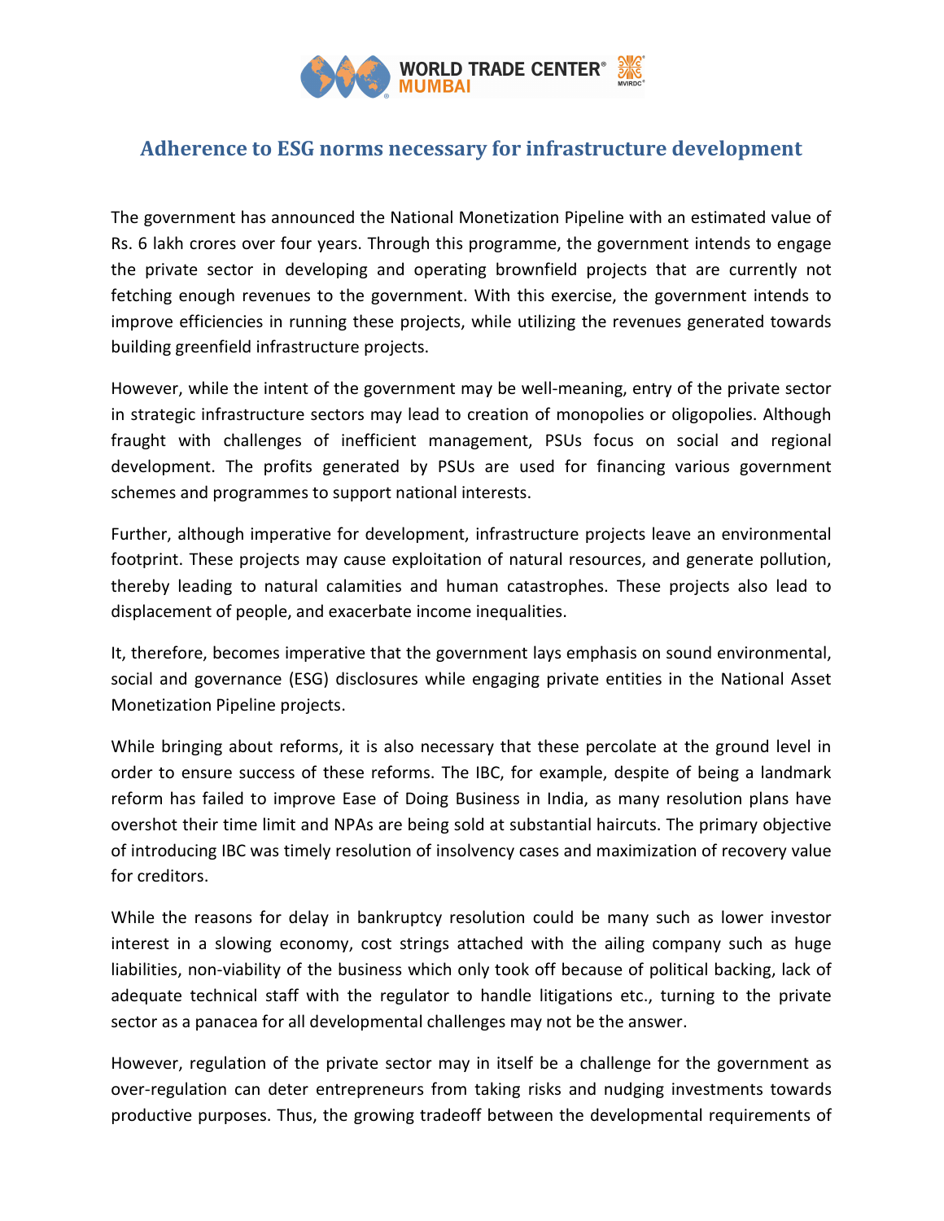# Adherence to ESG norms necessary for infrastructure development

The government has announced the National Monetization Pipeline with an estimated value of Rs. 6 lakh crores over four years. Through this programme, the government intends to engage the private sector in developing and operating brownfield projects that are currently not fetching enough revenues to the government. With this exercise, the government intends to improve efficiencies in running these projects, while utilizing the revenues generated towards building greenfield infrastructure projects.

However, while the intent of the government may be well-meaning, entry of the private sector in strategic infrastructure sectors may lead to creation of monopolies or oligopolies. Although fraught with challenges of inefficient management, PSUs focus on social and regional development. The profits generated by PSUs are used for financing various government schemes and programmes to support national interests.

Further, although imperative for development, infrastructure projects leave an environmental footprint. These projects may cause exploitation of natural resources, and generate pollution, thereby leading to natural calamities and human catastrophes. These projects also lead to displacement of people, and exacerbate income inequalities.

It, therefore, becomes imperative that the government lays emphasis on sound environmental, social and governance (ESG) disclosures while engaging private entities in the National Asset Monetization Pipeline projects.

While bringing about reforms, it is also necessary that these percolate at the ground level in order to ensure success of these reforms. The IBC, for example, despite of being a landmark reform has failed to improve Ease of Doing Business in India, as many resolution plans have overshot their time limit and NPAs are being sold at substantial haircuts. The primary objective of introducing IBC was timely resolution of insolvency cases and maximization of recovery value for creditors.

While the reasons for delay in bankruptcy resolution could be many such as lower investor interest in a slowing economy, cost strings attached with the ailing company such as huge liabilities, non-viability of the business which only took off because of political backing, lack of adequate technical staff with the regulator to handle litigations etc., turning to the private sector as a panacea for all developmental challenges may not be the answer.

However, regulation of the private sector may in itself be a challenge for the government as over-regulation can deter entrepreneurs from taking risks and nudging investments towards productive purposes. Thus, the growing tradeoff between the developmental requirements of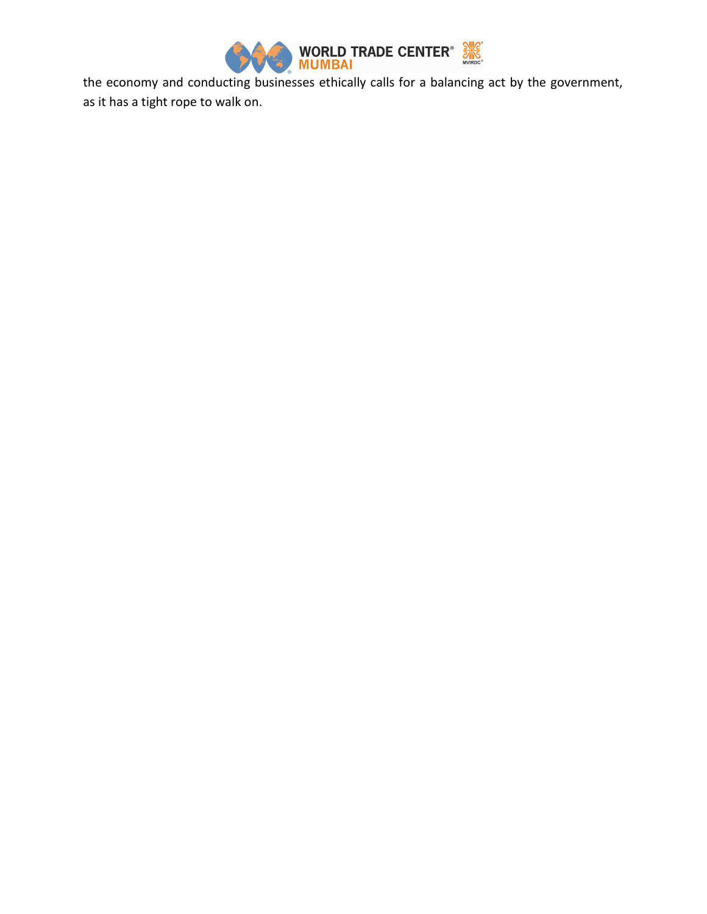the economy and conducting businesses ethically calls for a balancing act by the government, as it has a tight rope to walk on.